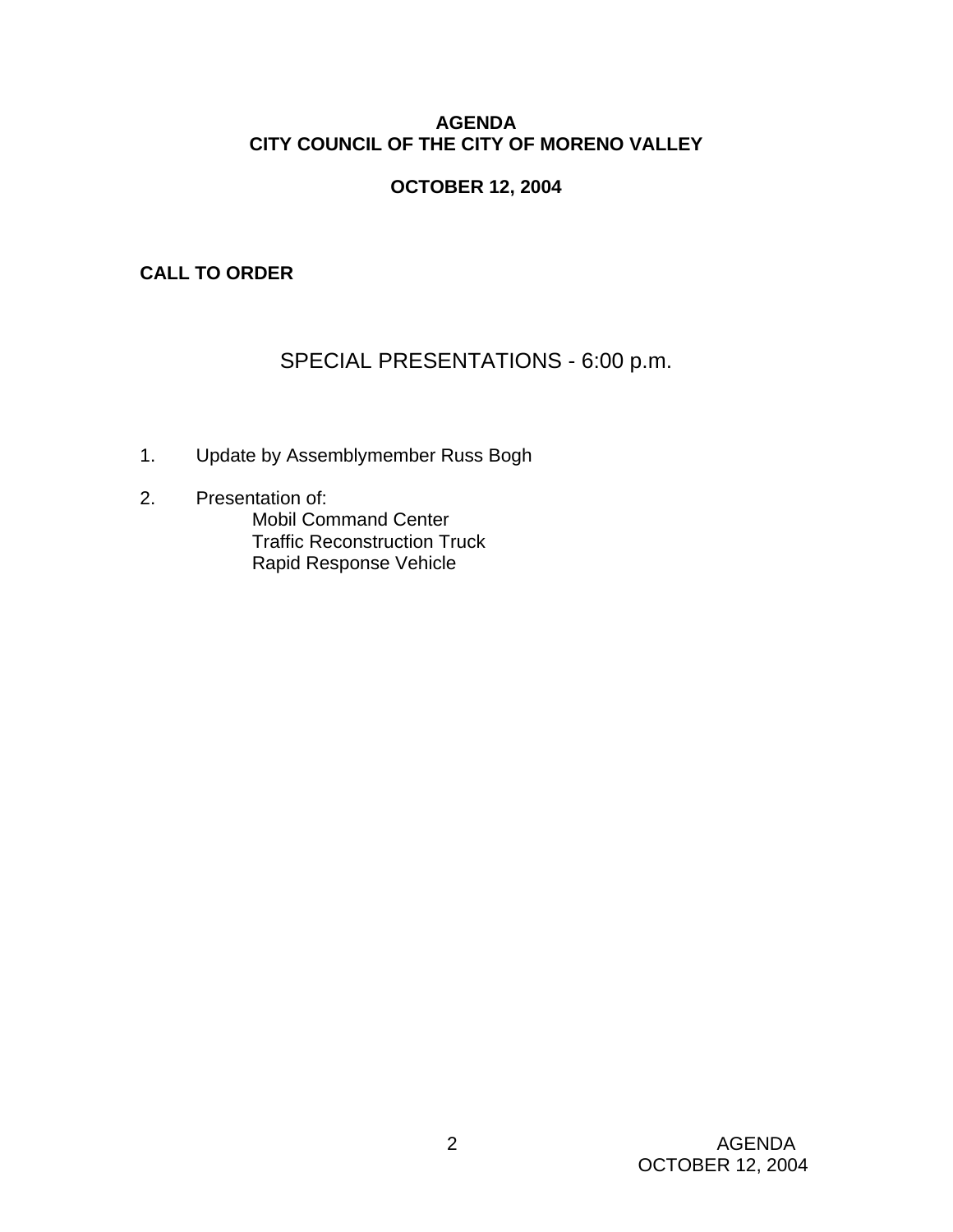**AGENDA**
**CITY COUNCIL OF THE CITY OF MORENO VALLEY**

**OCTOBER 12, 2004**

**CALL TO ORDER**

## SPECIAL PRESENTATIONS - 6:00 p.m.

1. Update by Assemblymember Russ Bogh

2. Presentation of:
   - Mobil Command Center
   - Traffic Reconstruction Truck
   - Rapid Response Vehicle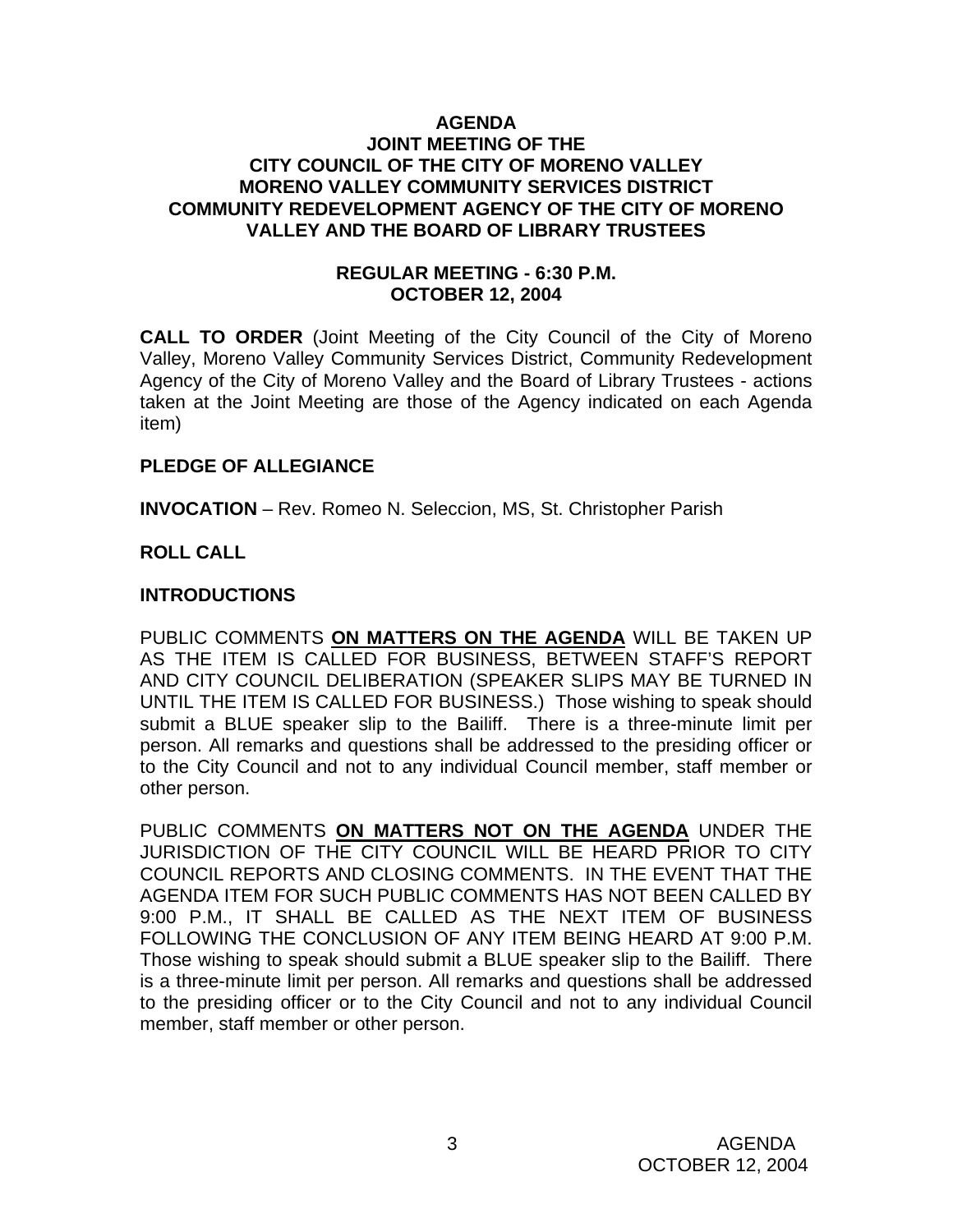# AGENDA
## JOINT MEETING OF THE CITY COUNCIL OF THE CITY OF MORENO VALLEY MORENO VALLEY COMMUNITY SERVICES DISTRICT COMMUNITY REDEVELOPMENT AGENCY OF THE CITY OF MORENO VALLEY AND THE BOARD OF LIBRARY TRUSTEES

### REGULAR MEETING - 6:30 P.M. OCTOBER 12, 2004

**CALL TO ORDER** (Joint Meeting of the City Council of the City of Moreno Valley, Moreno Valley Community Services District, Community Redevelopment Agency of the City of Moreno Valley and the Board of Library Trustees - actions taken at the Joint Meeting are those of the Agency indicated on each Agenda item)

**PLEDGE OF ALLEGIANCE**

**INVOCATION** – Rev. Romeo N. Seleccion, MS, St. Christopher Parish

**ROLL CALL**

**INTRODUCTIONS**

PUBLIC COMMENTS **ON MATTERS ON THE AGENDA** WILL BE TAKEN UP AS THE ITEM IS CALLED FOR BUSINESS, BETWEEN STAFF'S REPORT AND CITY COUNCIL DELIBERATION (SPEAKER SLIPS MAY BE TURNED IN UNTIL THE ITEM IS CALLED FOR BUSINESS.) Those wishing to speak should submit a BLUE speaker slip to the Bailiff. There is a three-minute limit per person. All remarks and questions shall be addressed to the presiding officer or to the City Council and not to any individual Council member, staff member or other person.

PUBLIC COMMENTS **ON MATTERS NOT ON THE AGENDA** UNDER THE JURISDICTION OF THE CITY COUNCIL WILL BE HEARD PRIOR TO CITY COUNCIL REPORTS AND CLOSING COMMENTS. IN THE EVENT THAT THE AGENDA ITEM FOR SUCH PUBLIC COMMENTS HAS NOT BEEN CALLED BY 9:00 P.M., IT SHALL BE CALLED AS THE NEXT ITEM OF BUSINESS FOLLOWING THE CONCLUSION OF ANY ITEM BEING HEARD AT 9:00 P.M. Those wishing to speak should submit a BLUE speaker slip to the Bailiff. There is a three-minute limit per person. All remarks and questions shall be addressed to the presiding officer or to the City Council and not to any individual Council member, staff member or other person.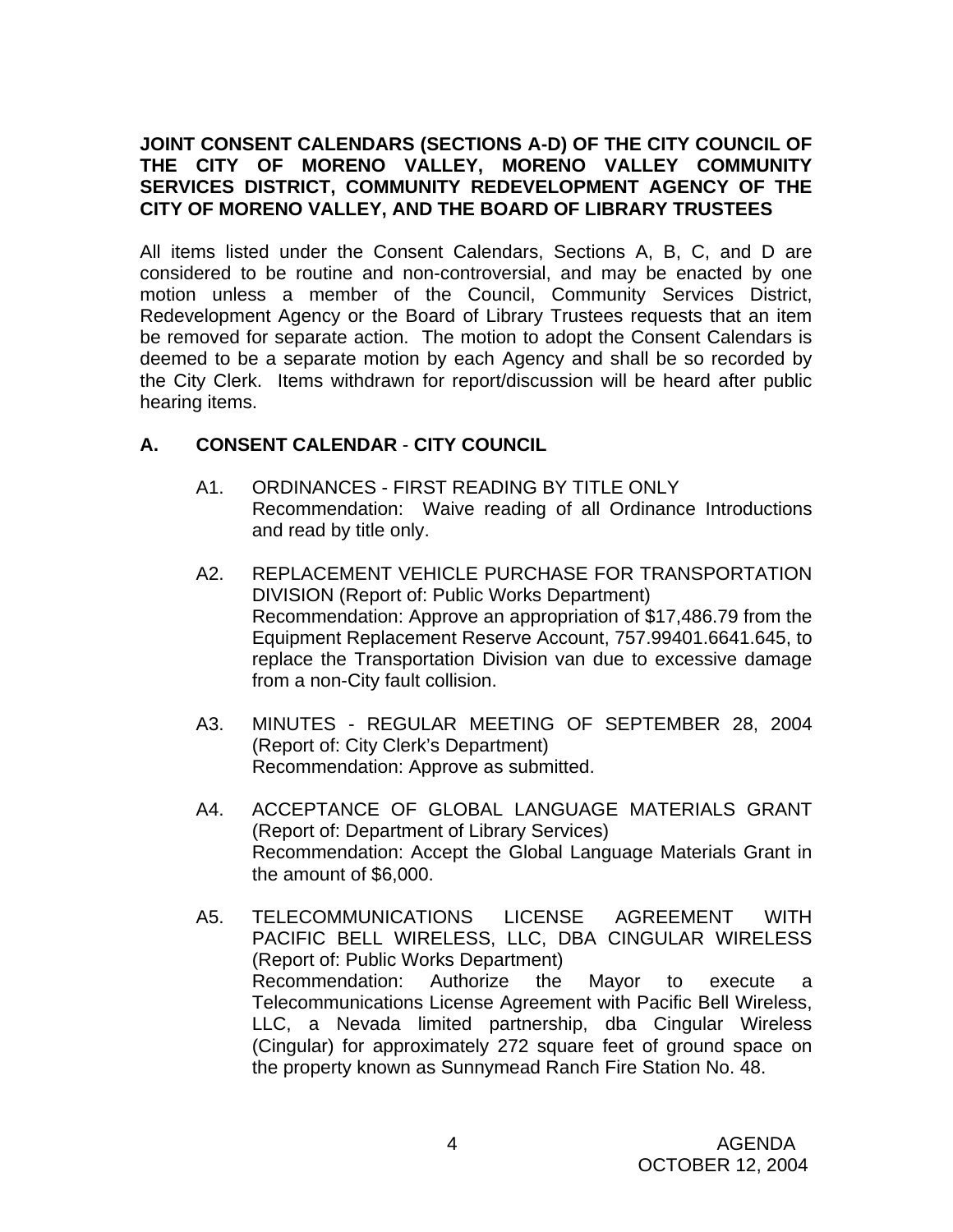**JOINT CONSENT CALENDARS (SECTIONS A-D) OF THE CITY COUNCIL OF THE CITY OF MORENO VALLEY, MORENO VALLEY COMMUNITY SERVICES DISTRICT, COMMUNITY REDEVELOPMENT AGENCY OF THE CITY OF MORENO VALLEY, AND THE BOARD OF LIBRARY TRUSTEES**

All items listed under the Consent Calendars, Sections A, B, C, and D are considered to be routine and non-controversial, and may be enacted by one motion unless a member of the Council, Community Services District, Redevelopment Agency or the Board of Library Trustees requests that an item be removed for separate action. The motion to adopt the Consent Calendars is deemed to be a separate motion by each Agency and shall be so recorded by the City Clerk. Items withdrawn for report/discussion will be heard after public hearing items.

## A. CONSENT CALENDAR - CITY COUNCIL

A1. ORDINANCES - FIRST READING BY TITLE ONLY
Recommendation: Waive reading of all Ordinance Introductions and read by title only.

A2. REPLACEMENT VEHICLE PURCHASE FOR TRANSPORTATION DIVISION (Report of: Public Works Department)
Recommendation: Approve an appropriation of $17,486.79 from the Equipment Replacement Reserve Account, 757.99401.6641.645, to replace the Transportation Division van due to excessive damage from a non-City fault collision.

A3. MINUTES - REGULAR MEETING OF SEPTEMBER 28, 2004 (Report of: City Clerk's Department)
Recommendation: Approve as submitted.

A4. ACCEPTANCE OF GLOBAL LANGUAGE MATERIALS GRANT (Report of: Department of Library Services)
Recommendation: Accept the Global Language Materials Grant in the amount of $6,000.

A5. TELECOMMUNICATIONS LICENSE AGREEMENT WITH PACIFIC BELL WIRELESS, LLC, DBA CINGULAR WIRELESS (Report of: Public Works Department)
Recommendation: Authorize the Mayor to execute a Telecommunications License Agreement with Pacific Bell Wireless, LLC, a Nevada limited partnership, dba Cingular Wireless (Cingular) for approximately 272 square feet of ground space on the property known as Sunnymead Ranch Fire Station No. 48.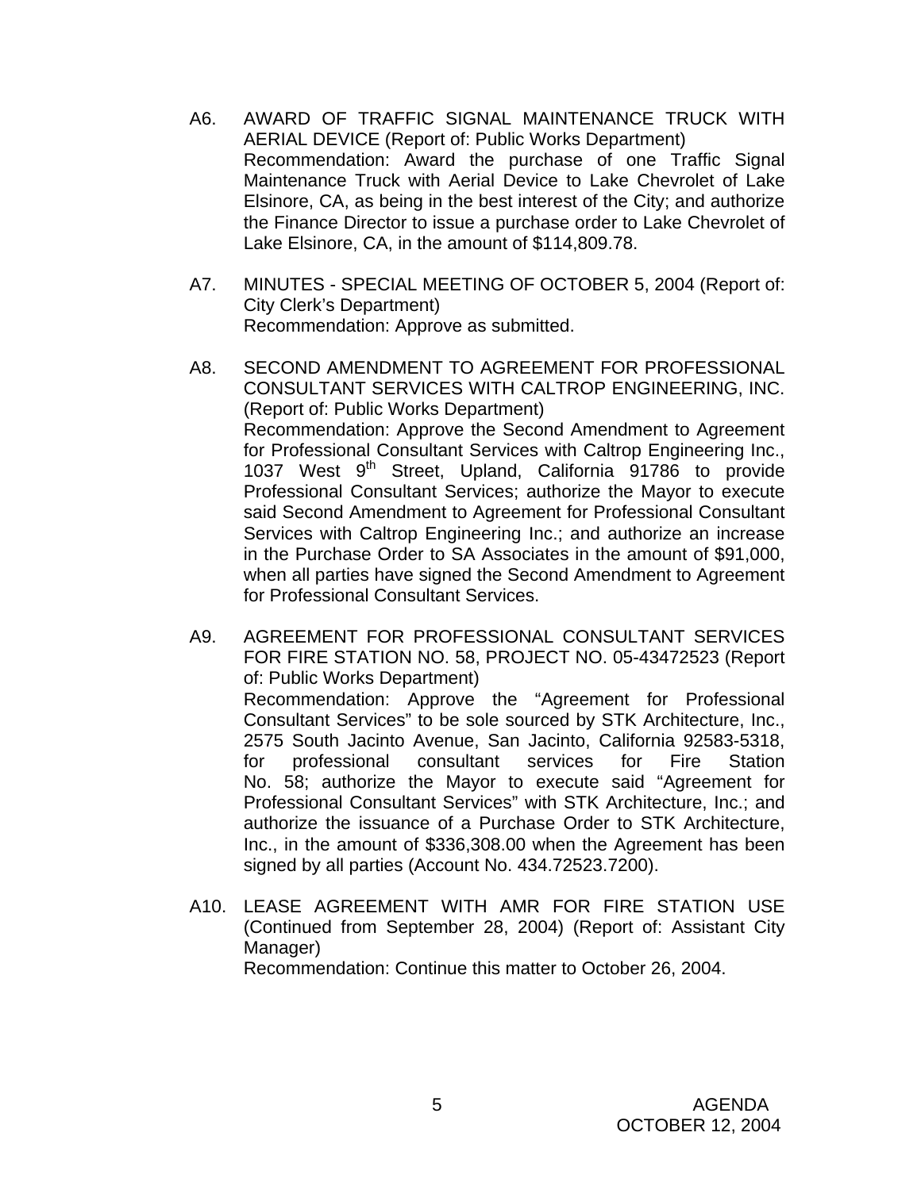A6. AWARD OF TRAFFIC SIGNAL MAINTENANCE TRUCK WITH AERIAL DEVICE (Report of: Public Works Department)
Recommendation: Award the purchase of one Traffic Signal Maintenance Truck with Aerial Device to Lake Chevrolet of Lake Elsinore, CA, as being in the best interest of the City; and authorize the Finance Director to issue a purchase order to Lake Chevrolet of Lake Elsinore, CA, in the amount of $114,809.78.

A7. MINUTES - SPECIAL MEETING OF OCTOBER 5, 2004 (Report of: City Clerk's Department)
Recommendation: Approve as submitted.

A8. SECOND AMENDMENT TO AGREEMENT FOR PROFESSIONAL CONSULTANT SERVICES WITH CALTROP ENGINEERING, INC. (Report of: Public Works Department)
Recommendation: Approve the Second Amendment to Agreement for Professional Consultant Services with Caltrop Engineering Inc., 1037 West 9th Street, Upland, California 91786 to provide Professional Consultant Services; authorize the Mayor to execute said Second Amendment to Agreement for Professional Consultant Services with Caltrop Engineering Inc.; and authorize an increase in the Purchase Order to SA Associates in the amount of $91,000, when all parties have signed the Second Amendment to Agreement for Professional Consultant Services.

A9. AGREEMENT FOR PROFESSIONAL CONSULTANT SERVICES FOR FIRE STATION NO. 58, PROJECT NO. 05-43472523 (Report of: Public Works Department)
Recommendation: Approve the "Agreement for Professional Consultant Services" to be sole sourced by STK Architecture, Inc., 2575 South Jacinto Avenue, San Jacinto, California 92583-5318, for professional consultant services for Fire Station No. 58; authorize the Mayor to execute said "Agreement for Professional Consultant Services" with STK Architecture, Inc.; and authorize the issuance of a Purchase Order to STK Architecture, Inc., in the amount of $336,308.00 when the Agreement has been signed by all parties (Account No. 434.72523.7200).

A10. LEASE AGREEMENT WITH AMR FOR FIRE STATION USE (Continued from September 28, 2004) (Report of: Assistant City Manager)
Recommendation: Continue this matter to October 26, 2004.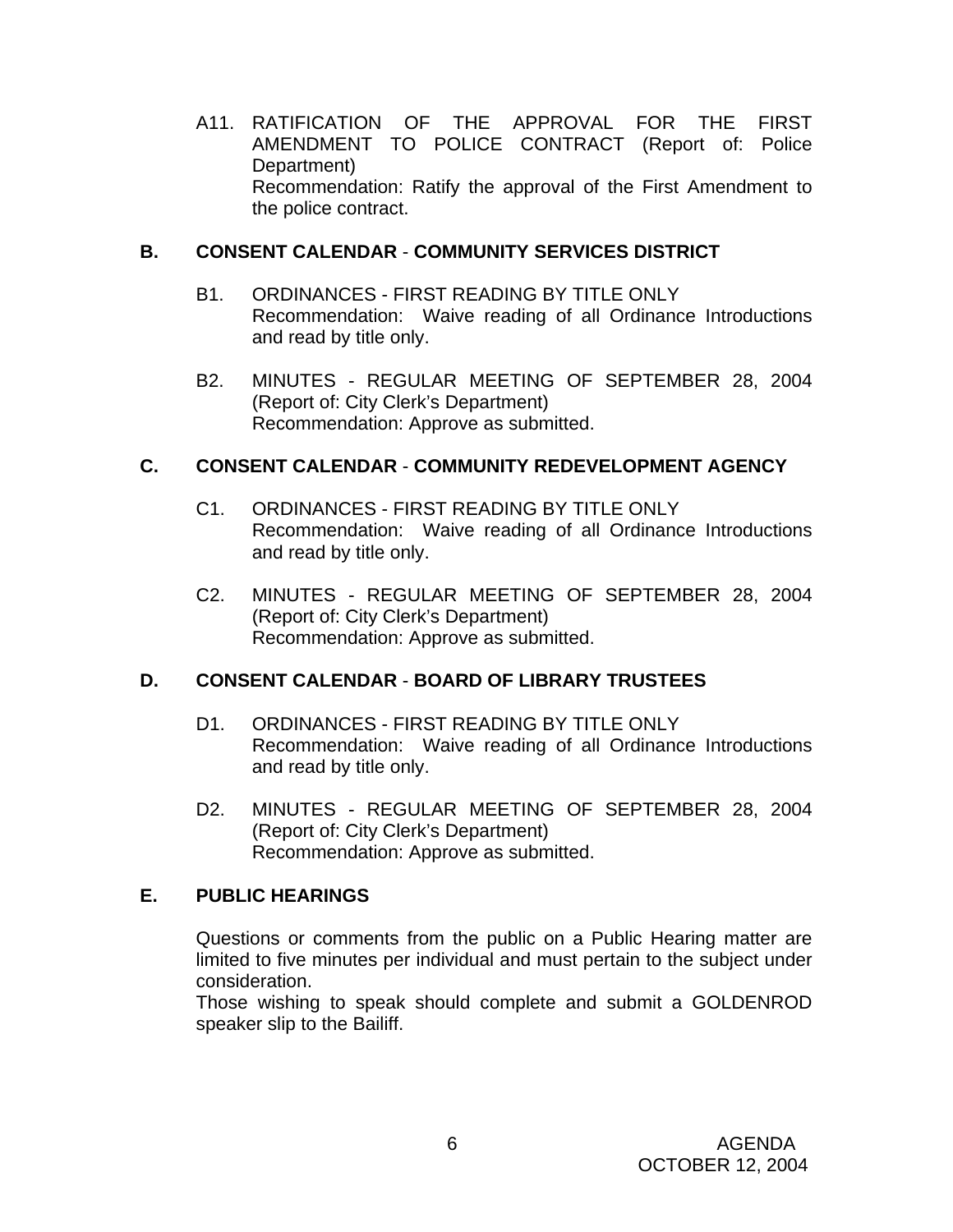A11. RATIFICATION OF THE APPROVAL FOR THE FIRST AMENDMENT TO POLICE CONTRACT (Report of: Police Department)
Recommendation: Ratify the approval of the First Amendment to the police contract.

## B. CONSENT CALENDAR - COMMUNITY SERVICES DISTRICT

B1. ORDINANCES - FIRST READING BY TITLE ONLY
Recommendation: Waive reading of all Ordinance Introductions and read by title only.

B2. MINUTES - REGULAR MEETING OF SEPTEMBER 28, 2004 (Report of: City Clerk's Department)
Recommendation: Approve as submitted.

## C. CONSENT CALENDAR - COMMUNITY REDEVELOPMENT AGENCY

C1. ORDINANCES - FIRST READING BY TITLE ONLY
Recommendation: Waive reading of all Ordinance Introductions and read by title only.

C2. MINUTES - REGULAR MEETING OF SEPTEMBER 28, 2004 (Report of: City Clerk's Department)
Recommendation: Approve as submitted.

## D. CONSENT CALENDAR - BOARD OF LIBRARY TRUSTEES

D1. ORDINANCES - FIRST READING BY TITLE ONLY
Recommendation: Waive reading of all Ordinance Introductions and read by title only.

D2. MINUTES - REGULAR MEETING OF SEPTEMBER 28, 2004 (Report of: City Clerk's Department)
Recommendation: Approve as submitted.

## E. PUBLIC HEARINGS

Questions or comments from the public on a Public Hearing matter are limited to five minutes per individual and must pertain to the subject under consideration.
Those wishing to speak should complete and submit a GOLDENROD speaker slip to the Bailiff.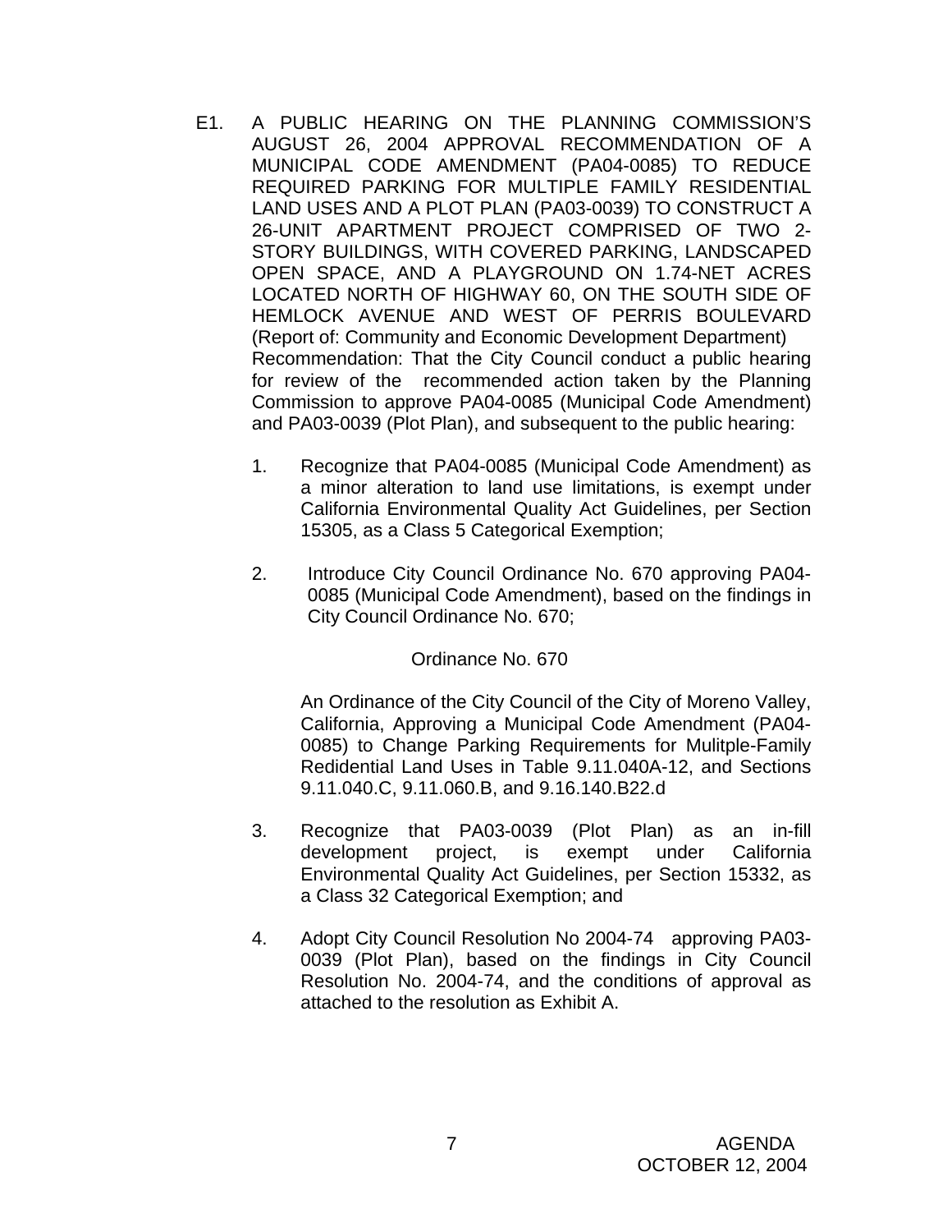E1. A PUBLIC HEARING ON THE PLANNING COMMISSION'S AUGUST 26, 2004 APPROVAL RECOMMENDATION OF A MUNICIPAL CODE AMENDMENT (PA04-0085) TO REDUCE REQUIRED PARKING FOR MULTIPLE FAMILY RESIDENTIAL LAND USES AND A PLOT PLAN (PA03-0039) TO CONSTRUCT A 26-UNIT APARTMENT PROJECT COMPRISED OF TWO 2-STORY BUILDINGS, WITH COVERED PARKING, LANDSCAPED OPEN SPACE, AND A PLAYGROUND ON 1.74-NET ACRES LOCATED NORTH OF HIGHWAY 60, ON THE SOUTH SIDE OF HEMLOCK AVENUE AND WEST OF PERRIS BOULEVARD (Report of: Community and Economic Development Department)

Recommendation: That the City Council conduct a public hearing for review of the recommended action taken by the Planning Commission to approve PA04-0085 (Municipal Code Amendment) and PA03-0039 (Plot Plan), and subsequent to the public hearing:

1. Recognize that PA04-0085 (Municipal Code Amendment) as a minor alteration to land use limitations, is exempt under California Environmental Quality Act Guidelines, per Section 15305, as a Class 5 Categorical Exemption;

2. Introduce City Council Ordinance No. 670 approving PA04-0085 (Municipal Code Amendment), based on the findings in City Council Ordinance No. 670;

   Ordinance No. 670

   An Ordinance of the City Council of the City of Moreno Valley, California, Approving a Municipal Code Amendment (PA04-0085) to Change Parking Requirements for Mulitple-Family Redidential Land Uses in Table 9.11.040A-12, and Sections 9.11.040.C, 9.11.060.B, and 9.16.140.B22.d

3. Recognize that PA03-0039 (Plot Plan) as an in-fill development project, is exempt under California Environmental Quality Act Guidelines, per Section 15332, as a Class 32 Categorical Exemption; and

4. Adopt City Council Resolution No 2004-74 approving PA03-0039 (Plot Plan), based on the findings in City Council Resolution No. 2004-74, and the conditions of approval as attached to the resolution as Exhibit A.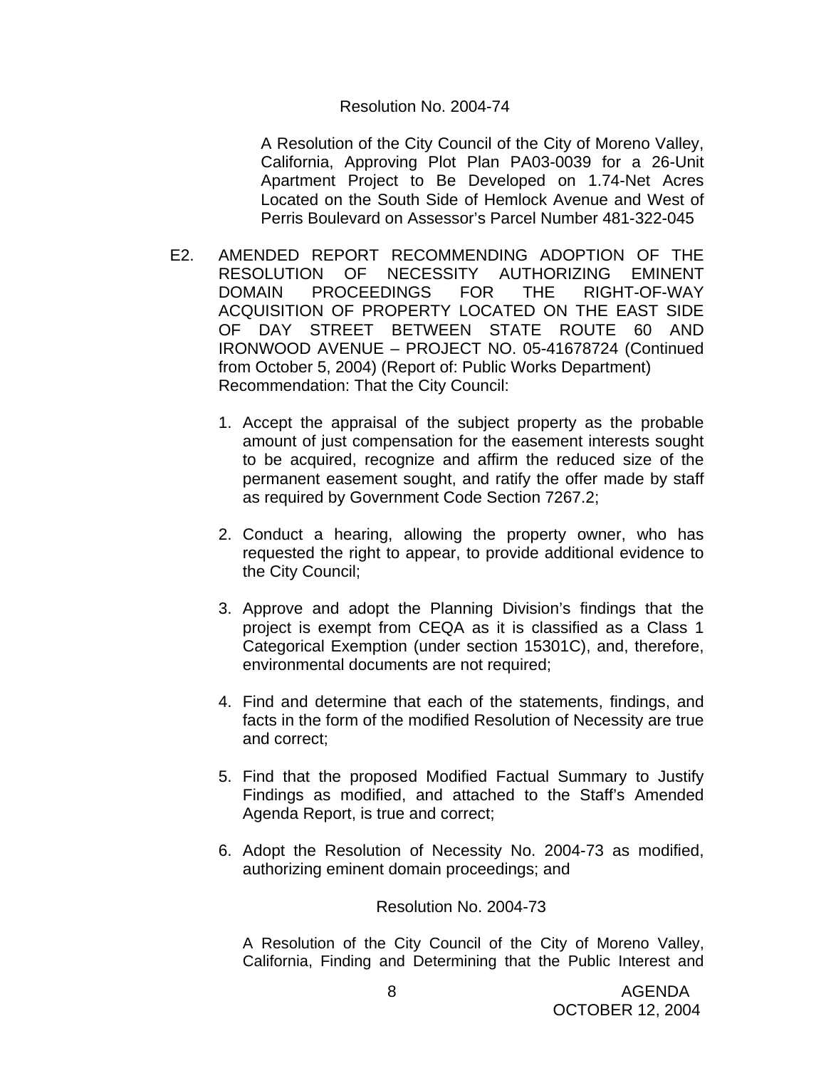Resolution No. 2004-74

A Resolution of the City Council of the City of Moreno Valley, California, Approving Plot Plan PA03-0039 for a 26-Unit Apartment Project to Be Developed on 1.74-Net Acres Located on the South Side of Hemlock Avenue and West of Perris Boulevard on Assessor's Parcel Number 481-322-045

E2. AMENDED REPORT RECOMMENDING ADOPTION OF THE RESOLUTION OF NECESSITY AUTHORIZING EMINENT DOMAIN PROCEEDINGS FOR THE RIGHT-OF-WAY ACQUISITION OF PROPERTY LOCATED ON THE EAST SIDE OF DAY STREET BETWEEN STATE ROUTE 60 AND IRONWOOD AVENUE – PROJECT NO. 05-41678724 (Continued from October 5, 2004) (Report of: Public Works Department)
Recommendation: That the City Council:

1. Accept the appraisal of the subject property as the probable amount of just compensation for the easement interests sought to be acquired, recognize and affirm the reduced size of the permanent easement sought, and ratify the offer made by staff as required by Government Code Section 7267.2;

2. Conduct a hearing, allowing the property owner, who has requested the right to appear, to provide additional evidence to the City Council;

3. Approve and adopt the Planning Division's findings that the project is exempt from CEQA as it is classified as a Class 1 Categorical Exemption (under section 15301C), and, therefore, environmental documents are not required;

4. Find and determine that each of the statements, findings, and facts in the form of the modified Resolution of Necessity are true and correct;

5. Find that the proposed Modified Factual Summary to Justify Findings as modified, and attached to the Staff's Amended Agenda Report, is true and correct;

6. Adopt the Resolution of Necessity No. 2004-73 as modified, authorizing eminent domain proceedings; and

Resolution No. 2004-73

A Resolution of the City Council of the City of Moreno Valley, California, Finding and Determining that the Public Interest and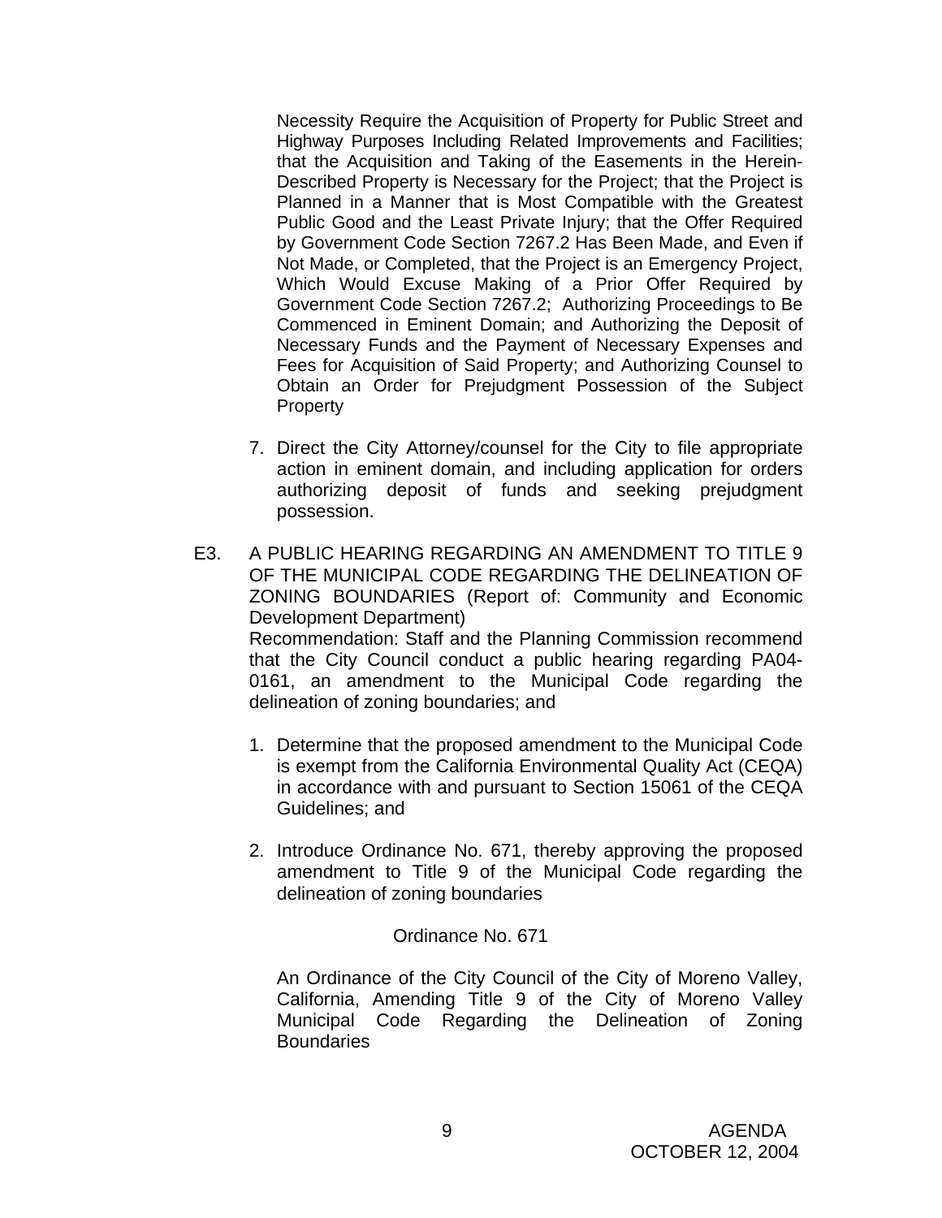Necessity Require the Acquisition of Property for Public Street and Highway Purposes Including Related Improvements and Facilities; that the Acquisition and Taking of the Easements in the Herein-Described Property is Necessary for the Project; that the Project is Planned in a Manner that is Most Compatible with the Greatest Public Good and the Least Private Injury; that the Offer Required by Government Code Section 7267.2 Has Been Made, and Even if Not Made, or Completed, that the Project is an Emergency Project, Which Would Excuse Making of a Prior Offer Required by Government Code Section 7267.2; Authorizing Proceedings to Be Commenced in Eminent Domain; and Authorizing the Deposit of Necessary Funds and the Payment of Necessary Expenses and Fees for Acquisition of Said Property; and Authorizing Counsel to Obtain an Order for Prejudgment Possession of the Subject Property

7. Direct the City Attorney/counsel for the City to file appropriate action in eminent domain, and including application for orders authorizing deposit of funds and seeking prejudgment possession.

E3. A PUBLIC HEARING REGARDING AN AMENDMENT TO TITLE 9 OF THE MUNICIPAL CODE REGARDING THE DELINEATION OF ZONING BOUNDARIES (Report of: Community and Economic Development Department)

Recommendation: Staff and the Planning Commission recommend that the City Council conduct a public hearing regarding PA04-0161, an amendment to the Municipal Code regarding the delineation of zoning boundaries; and

1. Determine that the proposed amendment to the Municipal Code is exempt from the California Environmental Quality Act (CEQA) in accordance with and pursuant to Section 15061 of the CEQA Guidelines; and

2. Introduce Ordinance No. 671, thereby approving the proposed amendment to Title 9 of the Municipal Code regarding the delineation of zoning boundaries

Ordinance No. 671

An Ordinance of the City Council of the City of Moreno Valley, California, Amending Title 9 of the City of Moreno Valley Municipal Code Regarding the Delineation of Zoning Boundaries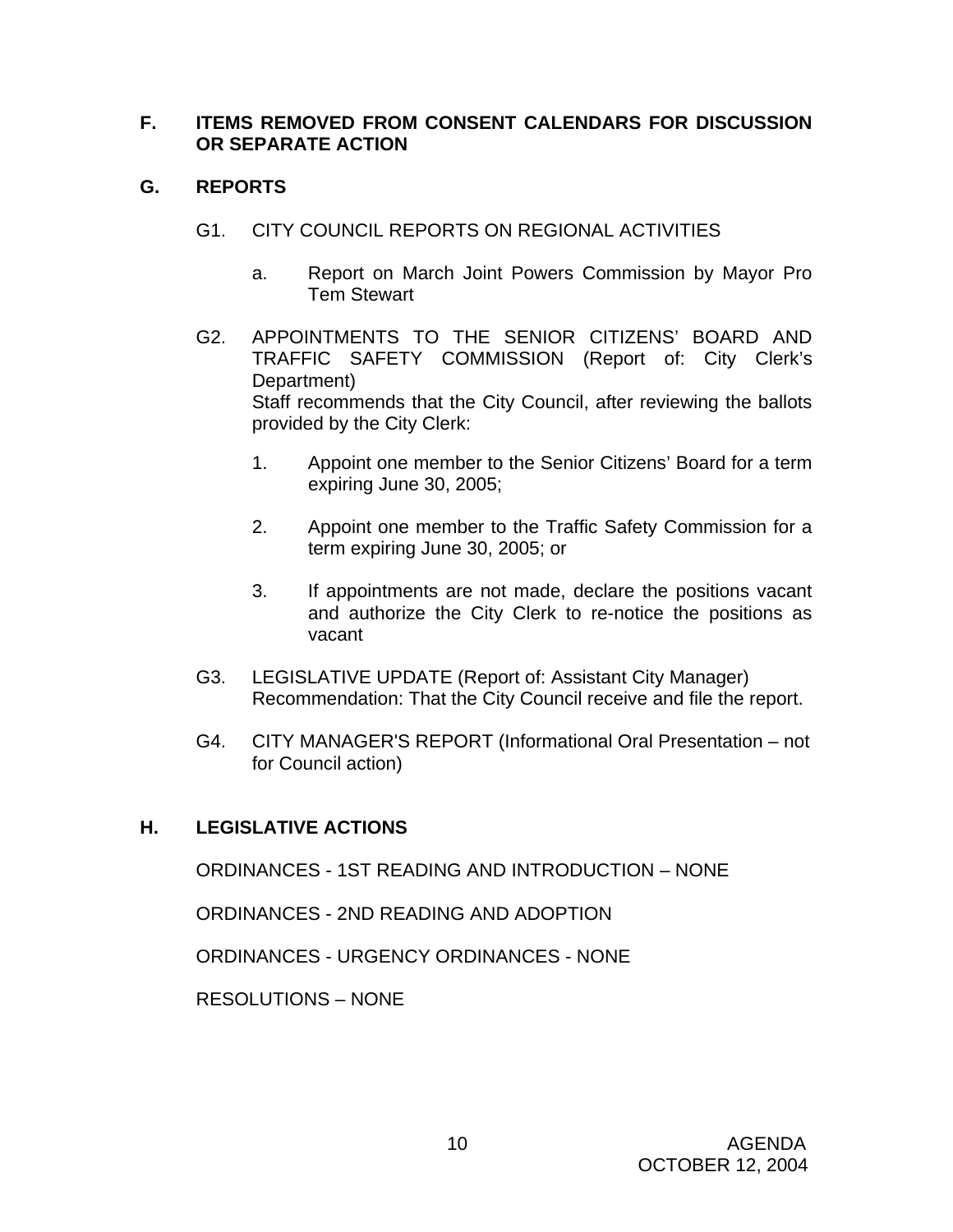## F. ITEMS REMOVED FROM CONSENT CALENDARS FOR DISCUSSION OR SEPARATE ACTION

## G. REPORTS

G1. CITY COUNCIL REPORTS ON REGIONAL ACTIVITIES

a. Report on March Joint Powers Commission by Mayor Pro Tem Stewart

G2. APPOINTMENTS TO THE SENIOR CITIZENS' BOARD AND TRAFFIC SAFETY COMMISSION (Report of: City Clerk's Department)
Staff recommends that the City Council, after reviewing the ballots provided by the City Clerk:

1. Appoint one member to the Senior Citizens' Board for a term expiring June 30, 2005;

2. Appoint one member to the Traffic Safety Commission for a term expiring June 30, 2005; or

3. If appointments are not made, declare the positions vacant and authorize the City Clerk to re-notice the positions as vacant

G3. LEGISLATIVE UPDATE (Report of: Assistant City Manager)
Recommendation: That the City Council receive and file the report.

G4. CITY MANAGER'S REPORT (Informational Oral Presentation – not for Council action)

## H. LEGISLATIVE ACTIONS

ORDINANCES - 1ST READING AND INTRODUCTION – NONE

ORDINANCES - 2ND READING AND ADOPTION

ORDINANCES - URGENCY ORDINANCES - NONE

RESOLUTIONS – NONE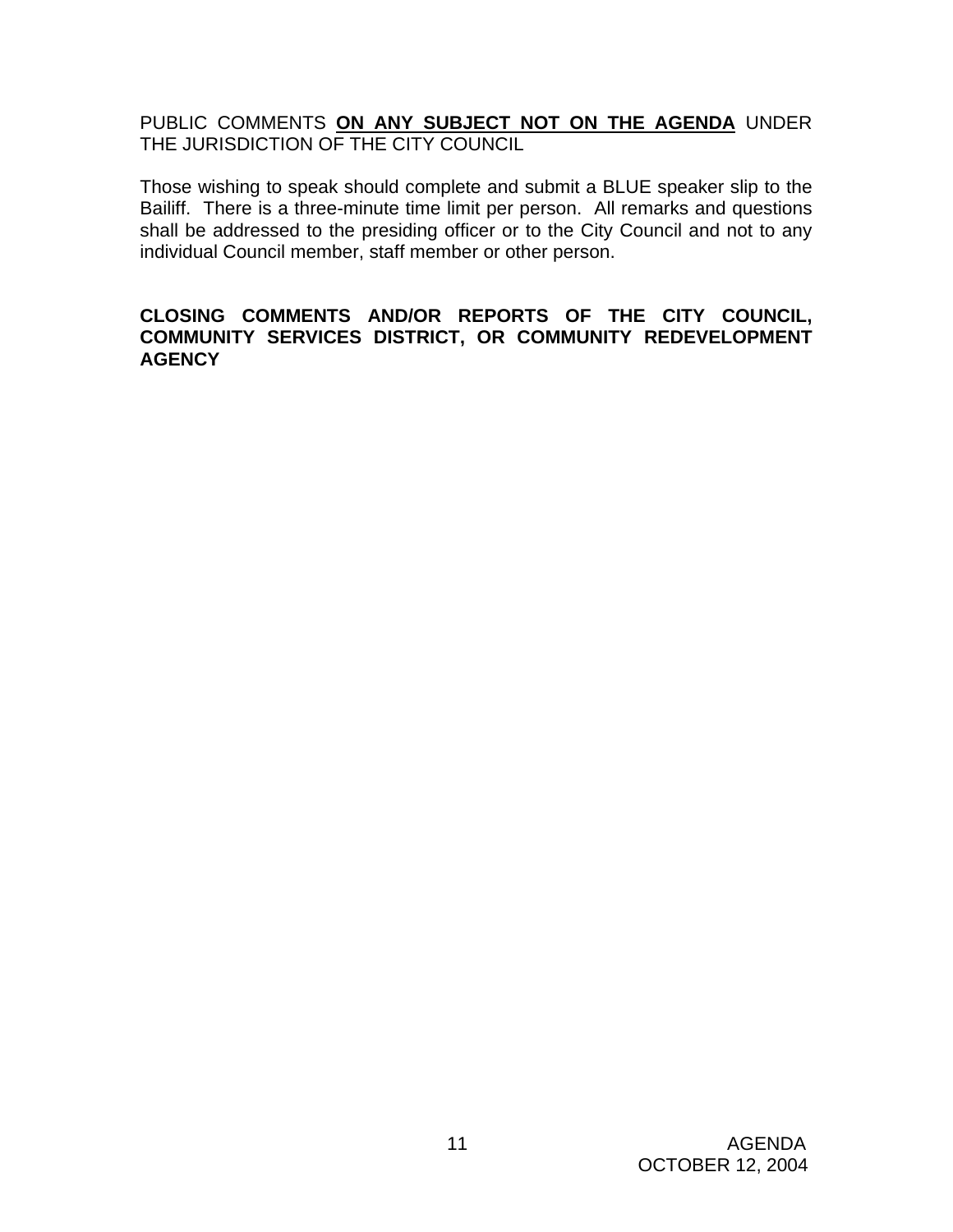PUBLIC COMMENTS **<u>ON ANY SUBJECT NOT ON THE AGENDA</u>** UNDER THE JURISDICTION OF THE CITY COUNCIL

Those wishing to speak should complete and submit a BLUE speaker slip to the Bailiff. There is a three-minute time limit per person. All remarks and questions shall be addressed to the presiding officer or to the City Council and not to any individual Council member, staff member or other person.

**CLOSING COMMENTS AND/OR REPORTS OF THE CITY COUNCIL, COMMUNITY SERVICES DISTRICT, OR COMMUNITY REDEVELOPMENT AGENCY**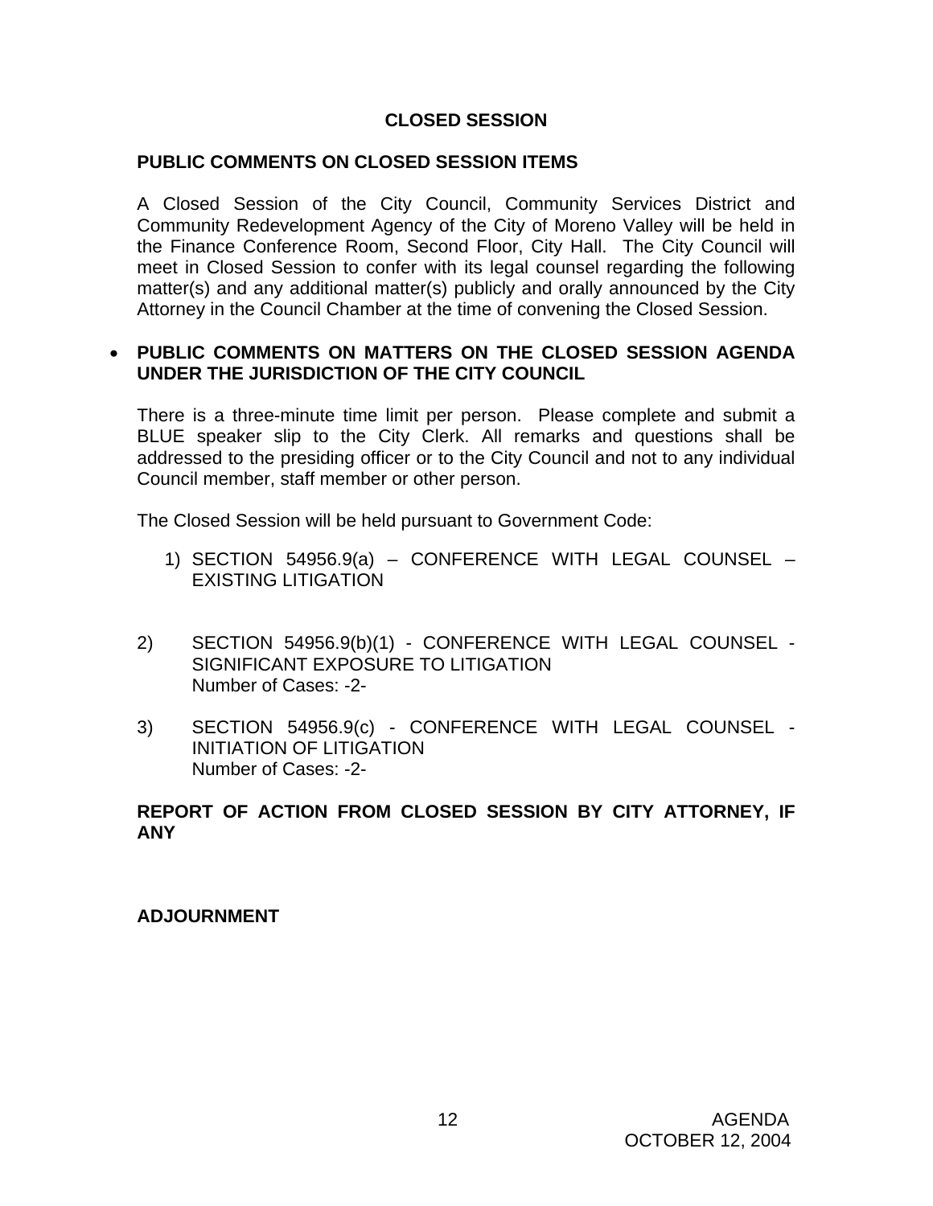## CLOSED SESSION

### PUBLIC COMMENTS ON CLOSED SESSION ITEMS

A Closed Session of the City Council, Community Services District and Community Redevelopment Agency of the City of Moreno Valley will be held in the Finance Conference Room, Second Floor, City Hall. The City Council will meet in Closed Session to confer with its legal counsel regarding the following matter(s) and any additional matter(s) publicly and orally announced by the City Attorney in the Council Chamber at the time of convening the Closed Session.

- **PUBLIC COMMENTS ON MATTERS ON THE CLOSED SESSION AGENDA UNDER THE JURISDICTION OF THE CITY COUNCIL**

There is a three-minute time limit per person. Please complete and submit a BLUE speaker slip to the City Clerk. All remarks and questions shall be addressed to the presiding officer or to the City Council and not to any individual Council member, staff member or other person.

The Closed Session will be held pursuant to Government Code:

1) SECTION 54956.9(a) – CONFERENCE WITH LEGAL COUNSEL – EXISTING LITIGATION

2) SECTION 54956.9(b)(1) - CONFERENCE WITH LEGAL COUNSEL - SIGNIFICANT EXPOSURE TO LITIGATION
Number of Cases: -2-

3) SECTION 54956.9(c) - CONFERENCE WITH LEGAL COUNSEL - INITIATION OF LITIGATION
Number of Cases: -2-

**REPORT OF ACTION FROM CLOSED SESSION BY CITY ATTORNEY, IF ANY**

**ADJOURNMENT**